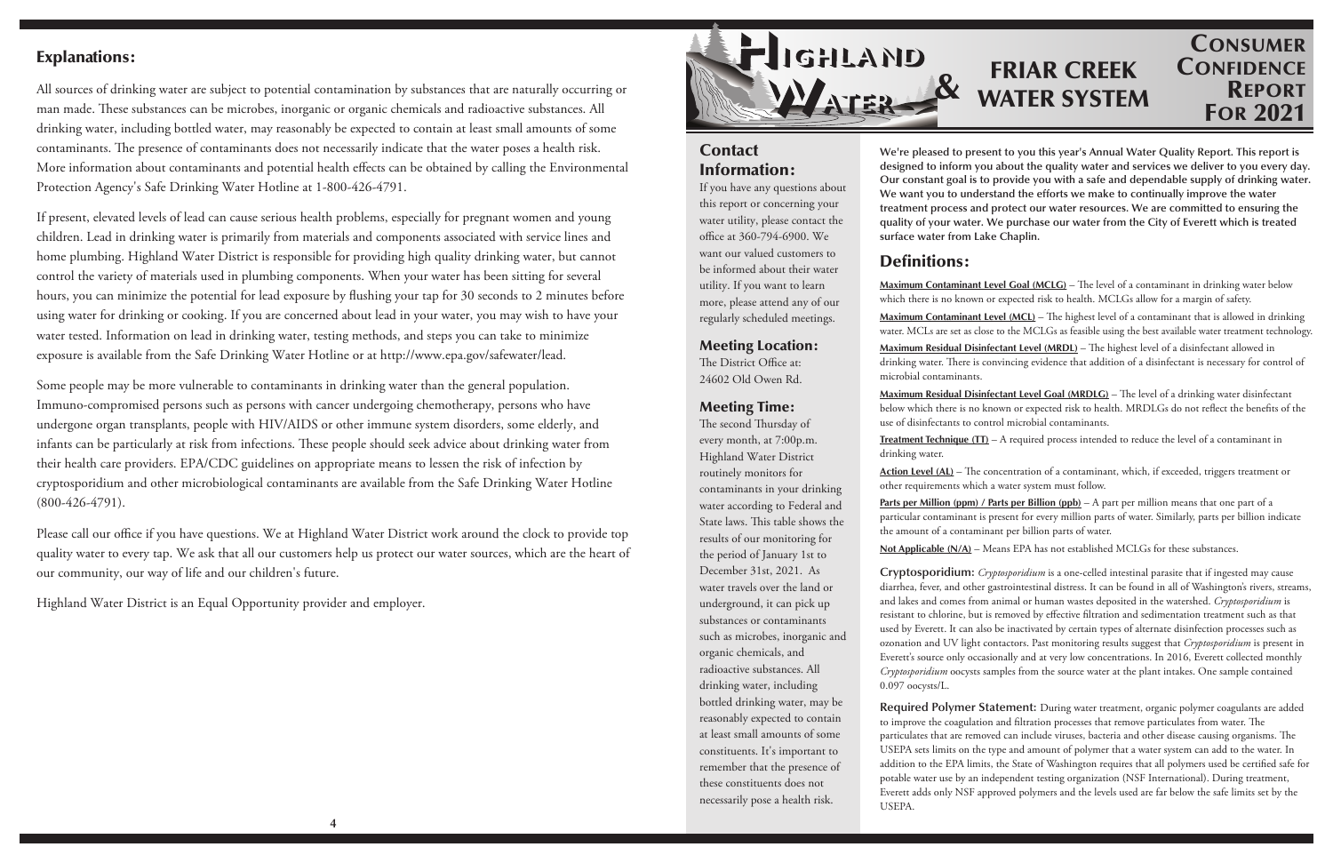## Explanations:

All sources of drinking water are subject to potential contamination by substances that are naturally occurring or man made. These substances can be microbes, inorganic or organic chemicals and radioactive substances. All drinking water, including bottled water, may reasonably be expected to contain at least small amounts of some contaminants. The presence of contaminants does not necessarily indicate that the water poses a health risk. More information about contaminants and potential health effects can be obtained by calling the Environmental Protection Agency's Safe Drinking Water Hotline at 1-800-426-4791.

If present, elevated levels of lead can cause serious health problems, especially for pregnant women and young children. Lead in drinking water is primarily from materials and components associated with service lines and home plumbing. Highland Water District is responsible for providing high quality drinking water, but cannot control the variety of materials used in plumbing components. When your water has been sitting for several hours, you can minimize the potential for lead exposure by flushing your tap for 30 seconds to 2 minutes before using water for drinking or cooking. If you are concerned about lead in your water, you may wish to have your water tested. Information on lead in drinking water, testing methods, and steps you can take to minimize exposure is available from the Safe Drinking Water Hotline or at http://www.epa.gov/safewater/lead.

Some people may be more vulnerable to contaminants in drinking water than the general population. Immuno-compromised persons such as persons with cancer undergoing chemotherapy, persons who have undergone organ transplants, people with HIV/AIDS or other immune system disorders, some elderly, and infants can be particularly at risk from infections. These people should seek advice about drinking water from their health care providers. EPA/CDC guidelines on appropriate means to lessen the risk of infection by cryptosporidium and other microbiological contaminants are available from the Safe Drinking Water Hotline (800-426-4791).

Please call our office if you have questions. We at Highland Water District work around the clock to provide top quality water to every tap. We ask that all our customers help us protect our water sources, which are the heart of our community, our way of life and our children's future.

Highland Water District is an Equal Opportunity provider and employer.

# Highland Water & Friar Creek Water System

# Consumer Confidence Report For 2021

## Contact Information:

If you have any questions about this report or concerning your water utility, please contact the office at 360-794-6900. We want our valued customers to be informed about their water utility. If you want to learn more, please attend any of our regularly scheduled meetings.

## Meeting Location:

The District Office at:
24602 Old Owen Rd.

## Meeting Time:

The second Thursday of every month, at 7:00p.m. Highland Water District routinely monitors for contaminants in your drinking water according to Federal and State laws. This table shows the results of our monitoring for the period of January 1st to December 31st, 2021. As water travels over the land or underground, it can pick up substances or contaminants such as microbes, inorganic and organic chemicals, and radioactive substances. All drinking water, including bottled drinking water, may be reasonably expected to contain at least small amounts of some constituents. It's important to remember that the presence of these constituents does not necessarily pose a health risk.

**We're pleased to present to you this year's Annual Water Quality Report. This report is designed to inform you about the quality water and services we deliver to you every day. Our constant goal is to provide you with a safe and dependable supply of drinking water. We want you to understand the efforts we make to continually improve the water treatment process and protect our water resources. We are committed to ensuring the quality of your water. We purchase our water from the City of Everett which is treated surface water from Lake Chaplin.**

## Definitions:

**Maximum Contaminant Level Goal (MCLG)** – The level of a contaminant in drinking water below which there is no known or expected risk to health. MCLGs allow for a margin of safety.

**Maximum Contaminant Level (MCL)** – The highest level of a contaminant that is allowed in drinking water. MCLs are set as close to the MCLGs as feasible using the best available water treatment technology.

**Maximum Residual Disinfectant Level (MRDL)** – The highest level of a disinfectant allowed in drinking water. There is convincing evidence that addition of a disinfectant is necessary for control of microbial contaminants.

**Maximum Residual Disinfectant Level Goal (MRDLG)** – The level of a drinking water disinfectant below which there is no known or expected risk to health. MRDLGs do not reflect the benefits of the use of disinfectants to control microbial contaminants.

**Treatment Technique (TT)** – A required process intended to reduce the level of a contaminant in drinking water.

**Action Level (AL)** – The concentration of a contaminant, which, if exceeded, triggers treatment or other requirements which a water system must follow.

**Parts per Million (ppm) / Parts per Billion (ppb)** – A part per million means that one part of a particular contaminant is present for every million parts of water. Similarly, parts per billion indicate the amount of a contaminant per billion parts of water.

**Not Applicable (N/A)** – Means EPA has not established MCLGs for these substances.

**Cryptosporidium:** *Cryptosporidium* is a one-celled intestinal parasite that if ingested may cause diarrhea, fever, and other gastrointestinal distress. It can be found in all of Washington's rivers, streams, and lakes and comes from animal or human wastes deposited in the watershed. *Cryptosporidium* is resistant to chlorine, but is removed by effective filtration and sedimentation treatment such as that used by Everett. It can also be inactivated by certain types of alternate disinfection processes such as ozonation and UV light contactors. Past monitoring results suggest that *Cryptosporidium* is present in Everett's source only occasionally and at very low concentrations. In 2016, Everett collected monthly *Cryptosporidium* oocysts samples from the source water at the plant intakes. One sample contained 0.097 oocysts/L.

**Required Polymer Statement:** During water treatment, organic polymer coagulants are added to improve the coagulation and filtration processes that remove particulates from water. The particulates that are removed can include viruses, bacteria and other disease causing organisms. The USEPA sets limits on the type and amount of polymer that a water system can add to the water. In addition to the EPA limits, the State of Washington requires that all polymers used be certified safe for potable water use by an independent testing organization (NSF International). During treatment, Everett adds only NSF approved polymers and the levels used are far below the safe limits set by the USEPA.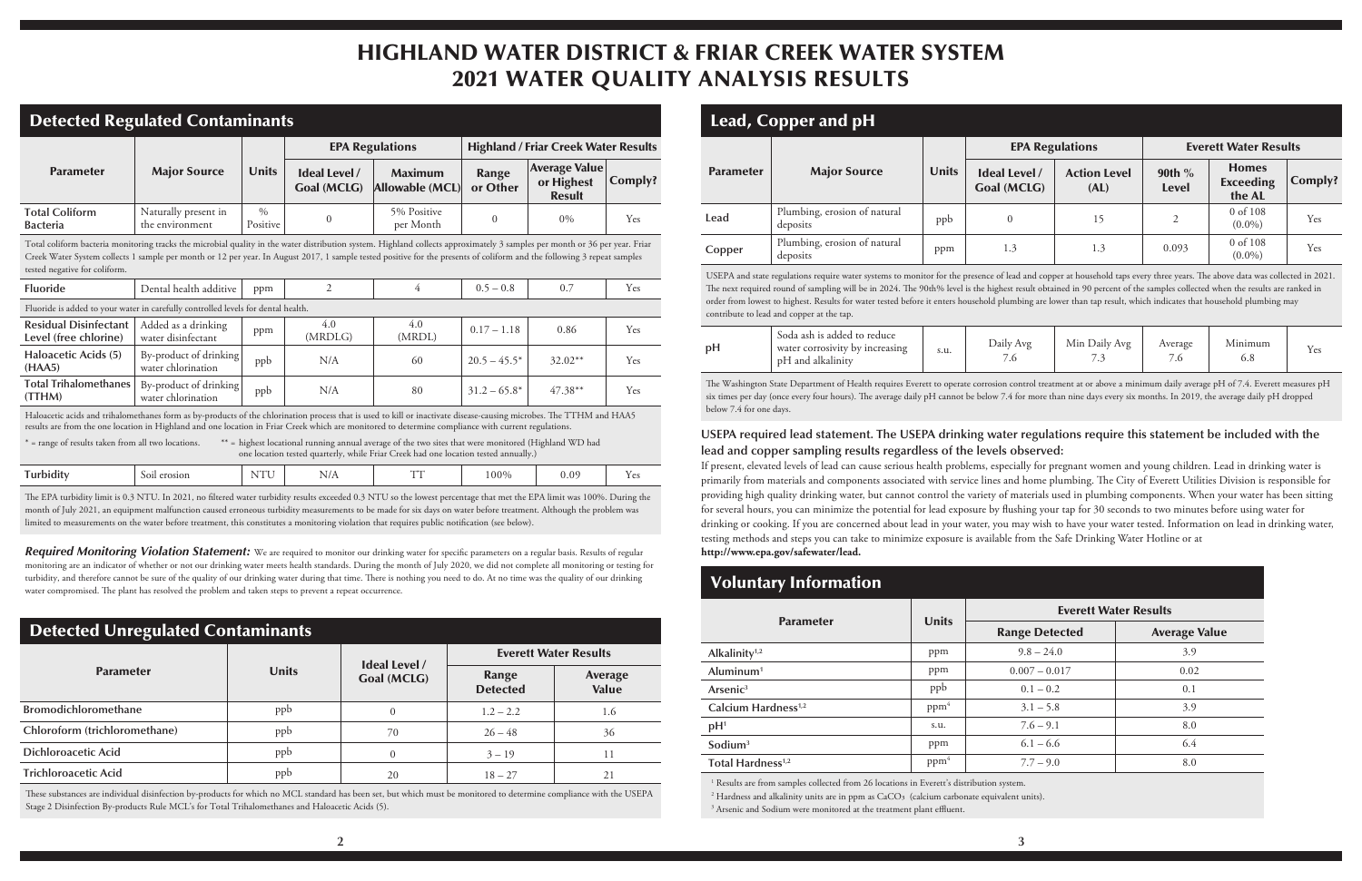# HIGHLAND WATER DISTRICT & FRIAR CREEK WATER SYSTEM
# 2021 WATER QUALITY ANALYSIS RESULTS

## Detected Regulated Contaminants

| Parameter | Major Source | Units | EPA Regulations | | Highland / Friar Creek Water Results | | |
|---|---|---|---|---|---|---|---|
| | | | Ideal Level / Goal (MCLG) | Maximum Allowable (MCL) | Range or Other | Average Value or Highest Result | Comply? |
| Total Coliform Bacteria | Naturally present in the environment | % Positive | 0 | 5% Positive per Month | 0 | 0% | Yes |
| Fluoride | Dental health additive | ppm | 2 | 4 | 0.5 – 0.8 | 0.7 | Yes |
| Residual Disinfectant Level (free chlorine) | Added as a drinking water disinfectant | ppm | 4.0 (MRDLG) | 4.0 (MRDL) | 0.17 – 1.18 | 0.86 | Yes |
| Haloacetic Acids (5) (HAA5) | By-product of drinking water chlorination | ppb | N/A | 60 | 20.5 – 45.5* | 32.02** | Yes |
| Total Trihalomethanes (TTHM) | By-product of drinking water chlorination | ppb | N/A | 80 | 31.2 – 65.8* | 47.38** | Yes |
| Turbidity | Soil erosion | NTU | N/A | TT | 100% | 0.09 | Yes |

Total coliform bacteria monitoring tracks the microbial quality in the water distribution system. Highland collects approximately 3 samples per month or 36 per year. Friar Creek Water System collects 1 sample per month or 12 per year. In August 2017, 1 sample tested positive for the presents of coliform and the following 3 repeat samples tested negative for coliform.

Fluoride is added to your water in carefully controlled levels for dental health.

Haloacetic acids and trihalomethanes form as by-products of the chlorination process that is used to kill or inactivate disease-causing microbes. The TTHM and HAA5 results are from the one location in Highland and one location in Friar Creek which are monitored to determine compliance with current regulations.

\* = range of results taken from all two locations. \*\* = highest locational running annual average of the two sites that were monitored (Highland WD had one location tested quarterly, while Friar Creek had one location tested annually.)

The EPA turbidity limit is 0.3 NTU. In 2021, no filtered water turbidity results exceeded 0.3 NTU so the lowest percentage that met the EPA limit was 100%. During the month of July 2021, an equipment malfunction caused erroneous turbidity measurements to be made for six days on water before treatment. Although the problem was limited to measurements on the water before treatment, this constitutes a monitoring violation that requires public notification (see below).

***Required Monitoring Violation Statement:*** We are required to monitor our drinking water for specific parameters on a regular basis. Results of regular monitoring are an indicator of whether or not our drinking water meets health standards. During the month of July 2020, we did not complete all monitoring or testing for turbidity, and therefore cannot be sure of the quality of our drinking water during that time. There is nothing you need to do. At no time was the quality of our drinking water compromised. The plant has resolved the problem and taken steps to prevent a repeat occurrence.

## Detected Unregulated Contaminants

| Parameter | Units | Ideal Level / Goal (MCLG) | Everett Water Results | |
|---|---|---|---|---|
| | | | Range Detected | Average Value |
| Bromodichloromethane | ppb | 0 | 1.2 – 2.2 | 1.6 |
| Chloroform (trichloromethane) | ppb | 70 | 26 – 48 | 36 |
| Dichloroacetic Acid | ppb | 0 | 3 – 19 | 11 |
| Trichloroacetic Acid | ppb | 20 | 18 – 27 | 21 |

These substances are individual disinfection by-products for which no MCL standard has been set, but which must be monitored to determine compliance with the USEPA Stage 2 Disinfection By-products Rule MCL's for Total Trihalomethanes and Haloacetic Acids (5).

## Lead, Copper and pH

| Parameter | Major Source | Units | EPA Regulations | | Everett Water Results | | |
|---|---|---|---|---|---|---|---|
| | | | Ideal Level / Goal (MCLG) | Action Level (AL) | 90th % Level | Homes Exceeding the AL | Comply? |
| Lead | Plumbing, erosion of natural deposits | ppb | 0 | 15 | 2 | 0 of 108 (0.0%) | Yes |
| Copper | Plumbing, erosion of natural deposits | ppm | 1.3 | 1.3 | 0.093 | 0 of 108 (0.0%) | Yes |
| pH | Soda ash is added to reduce water corrosivity by increasing pH and alkalinity | s.u. | Daily Avg 7.6 | Min Daily Avg 7.3 | Average 7.6 | Minimum 6.8 | Yes |

USEPA and state regulations require water systems to monitor for the presence of lead and copper at household taps every three years. The above data was collected in 2021. The next required round of sampling will be in 2024. The 90th% level is the highest result obtained in 90 percent of the samples collected when the results are ranked in order from lowest to highest. Results for water tested before it enters household plumbing are lower than tap result, which indicates that household plumbing may contribute to lead and copper at the tap.

The Washington State Department of Health requires Everett to operate corrosion control treatment at or above a minimum daily average pH of 7.4. Everett measures pH six times per day (once every four hours). The average daily pH cannot be below 7.4 for more than nine days every six months. In 2019, the average daily pH dropped below 7.4 for one days.

### USEPA required lead statement. The USEPA drinking water regulations require this statement be included with the lead and copper sampling results regardless of the levels observed:

If present, elevated levels of lead can cause serious health problems, especially for pregnant women and young children. Lead in drinking water is primarily from materials and components associated with service lines and home plumbing. The City of Everett Utilities Division is responsible for providing high quality drinking water, but cannot control the variety of materials used in plumbing components. When your water has been sitting for several hours, you can minimize the potential for lead exposure by flushing your tap for 30 seconds to two minutes before using water for drinking or cooking. If you are concerned about lead in your water, you may wish to have your water tested. Information on lead in drinking water, testing methods and steps you can take to minimize exposure is available from the Safe Drinking Water Hotline or at **http://www.epa.gov/safewater/lead.**

## Voluntary Information

| Parameter | Units | Everett Water Results | |
|---|---|---|---|
| | | Range Detected | Average Value |
| Alkalinity[1,2] | ppm | 9.8 – 24.0 | 3.9 |
| Aluminum[1] | ppm | 0.007 – 0.017 | 0.02 |
| Arsenic[3] | ppb | 0.1 – 0.2 | 0.1 |
| Calcium Hardness[1,2] | ppm[4] | 3.1 – 5.8 | 3.9 |
| pH[1] | s.u. | 7.6 – 9.1 | 8.0 |
| Sodium[3] | ppm | 6.1 – 6.6 | 6.4 |
| Total Hardness[1,2] | ppm[4] | 7.7 – 9.0 | 8.0 |

[1] Results are from samples collected from 26 locations in Everett's distribution system.

[2] Hardness and alkalinity units are in ppm as $CaCO_3$ (calcium carbonate equivalent units).

[3] Arsenic and Sodium were monitored at the treatment plant effluent.